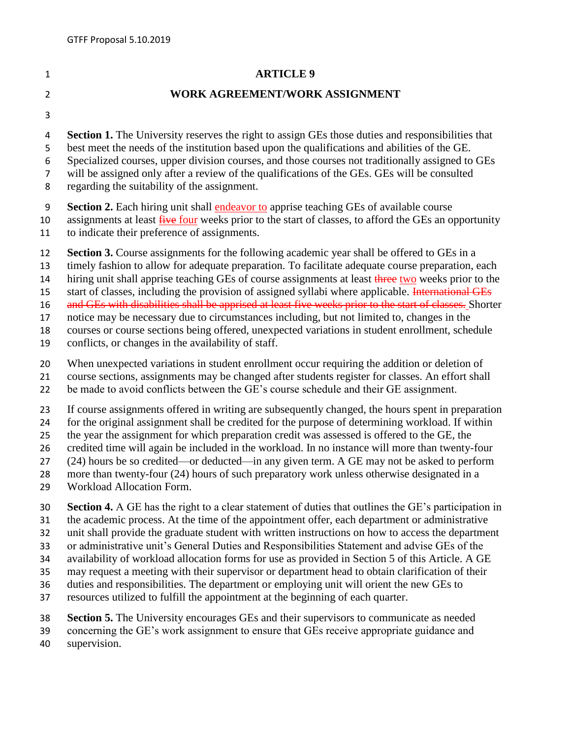# ARTICLE 9

## WORK AGREEMENT/WORK ASSIGNMENT

**Section 1.** The University reserves the right to assign GEs those duties and responsibilities that best meet the needs of the institution based upon the qualifications and abilities of the GE. Specialized courses, upper division courses, and those courses not traditionally assigned to GEs will be assigned only after a review of the qualifications of the GEs. GEs will be consulted regarding the suitability of the assignment.

**Section 2.** Each hiring unit shall <u>endeavor to</u> apprise teaching GEs of available course assignments at least ~~five~~ <u>four</u> weeks prior to the start of classes, to afford the GEs an opportunity to indicate their preference of assignments.

**Section 3.** Course assignments for the following academic year shall be offered to GEs in a timely fashion to allow for adequate preparation. To facilitate adequate course preparation, each hiring unit shall apprise teaching GEs of course assignments at least ~~three~~ <u>two</u> weeks prior to the start of classes, including the provision of assigned syllabi where applicable. ~~International GEs and GEs with disabilities shall be apprised at least five weeks prior to the start of classes.~~ Shorter notice may be necessary due to circumstances including, but not limited to, changes in the courses or course sections being offered, unexpected variations in student enrollment, schedule conflicts, or changes in the availability of staff.

When unexpected variations in student enrollment occur requiring the addition or deletion of course sections, assignments may be changed after students register for classes. An effort shall be made to avoid conflicts between the GE's course schedule and their GE assignment.

If course assignments offered in writing are subsequently changed, the hours spent in preparation for the original assignment shall be credited for the purpose of determining workload. If within the year the assignment for which preparation credit was assessed is offered to the GE, the credited time will again be included in the workload. In no instance will more than twenty-four (24) hours be so credited—or deducted—in any given term. A GE may not be asked to perform more than twenty-four (24) hours of such preparatory work unless otherwise designated in a Workload Allocation Form.

**Section 4.** A GE has the right to a clear statement of duties that outlines the GE's participation in the academic process. At the time of the appointment offer, each department or administrative unit shall provide the graduate student with written instructions on how to access the department or administrative unit's General Duties and Responsibilities Statement and advise GEs of the availability of workload allocation forms for use as provided in Section 5 of this Article. A GE may request a meeting with their supervisor or department head to obtain clarification of their duties and responsibilities. The department or employing unit will orient the new GEs to resources utilized to fulfill the appointment at the beginning of each quarter.

**Section 5.** The University encourages GEs and their supervisors to communicate as needed concerning the GE's work assignment to ensure that GEs receive appropriate guidance and supervision.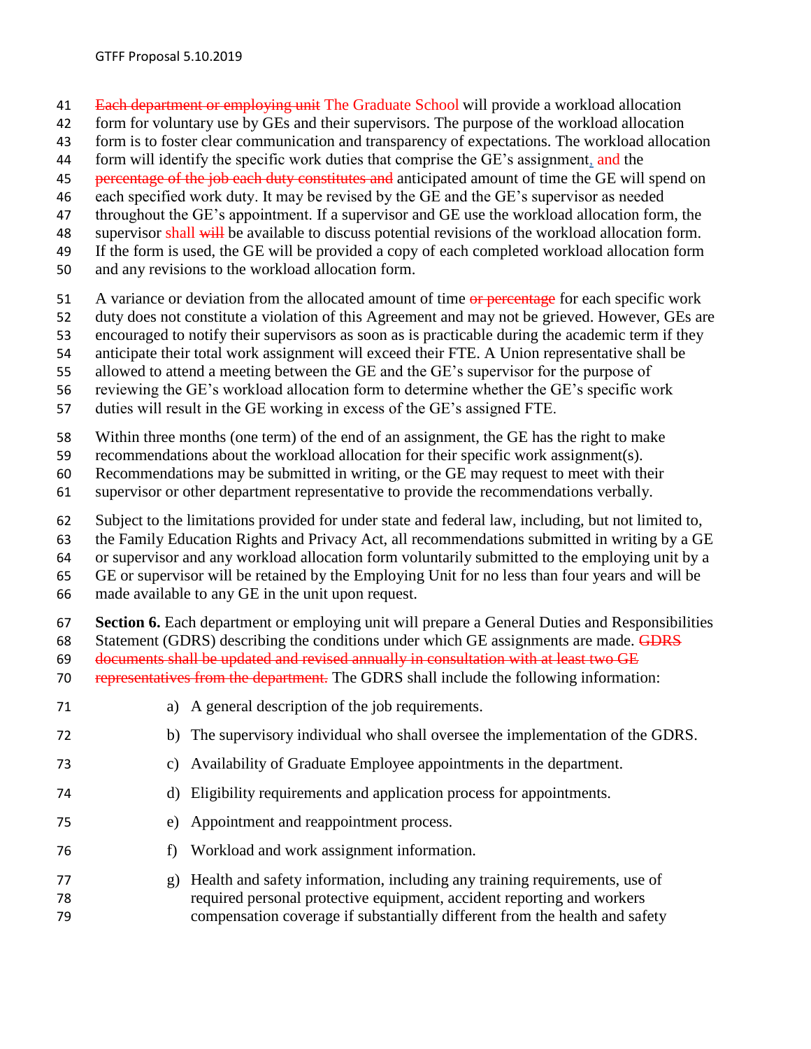~~Each department or employing unit~~ The Graduate School will provide a workload allocation form for voluntary use by GEs and their supervisors. The purpose of the workload allocation form is to foster clear communication and transparency of expectations. The workload allocation form will identify the specific work duties that comprise the GE's assignment, and the ~~percentage of the job each duty constitutes and~~ anticipated amount of time the GE will spend on each specified work duty. It may be revised by the GE and the GE's supervisor as needed throughout the GE's appointment. If a supervisor and GE use the workload allocation form, the supervisor shall ~~will~~ be available to discuss potential revisions of the workload allocation form. If the form is used, the GE will be provided a copy of each completed workload allocation form and any revisions to the workload allocation form.

A variance or deviation from the allocated amount of time ~~or percentage~~ for each specific work duty does not constitute a violation of this Agreement and may not be grieved. However, GEs are encouraged to notify their supervisors as soon as is practicable during the academic term if they anticipate their total work assignment will exceed their FTE. A Union representative shall be allowed to attend a meeting between the GE and the GE's supervisor for the purpose of reviewing the GE's workload allocation form to determine whether the GE's specific work duties will result in the GE working in excess of the GE's assigned FTE.

Within three months (one term) of the end of an assignment, the GE has the right to make recommendations about the workload allocation for their specific work assignment(s). Recommendations may be submitted in writing, or the GE may request to meet with their supervisor or other department representative to provide the recommendations verbally.

Subject to the limitations provided for under state and federal law, including, but not limited to, the Family Education Rights and Privacy Act, all recommendations submitted in writing by a GE or supervisor and any workload allocation form voluntarily submitted to the employing unit by a GE or supervisor will be retained by the Employing Unit for no less than four years and will be made available to any GE in the unit upon request.

**Section 6.** Each department or employing unit will prepare a General Duties and Responsibilities Statement (GDRS) describing the conditions under which GE assignments are made. ~~GDRS documents shall be updated and revised annually in consultation with at least two GE representatives from the department.~~ The GDRS shall include the following information:

a) A general description of the job requirements.

b) The supervisory individual who shall oversee the implementation of the GDRS.

c) Availability of Graduate Employee appointments in the department.

d) Eligibility requirements and application process for appointments.

e) Appointment and reappointment process.

f) Workload and work assignment information.

g) Health and safety information, including any training requirements, use of required personal protective equipment, accident reporting and workers compensation coverage if substantially different from the health and safety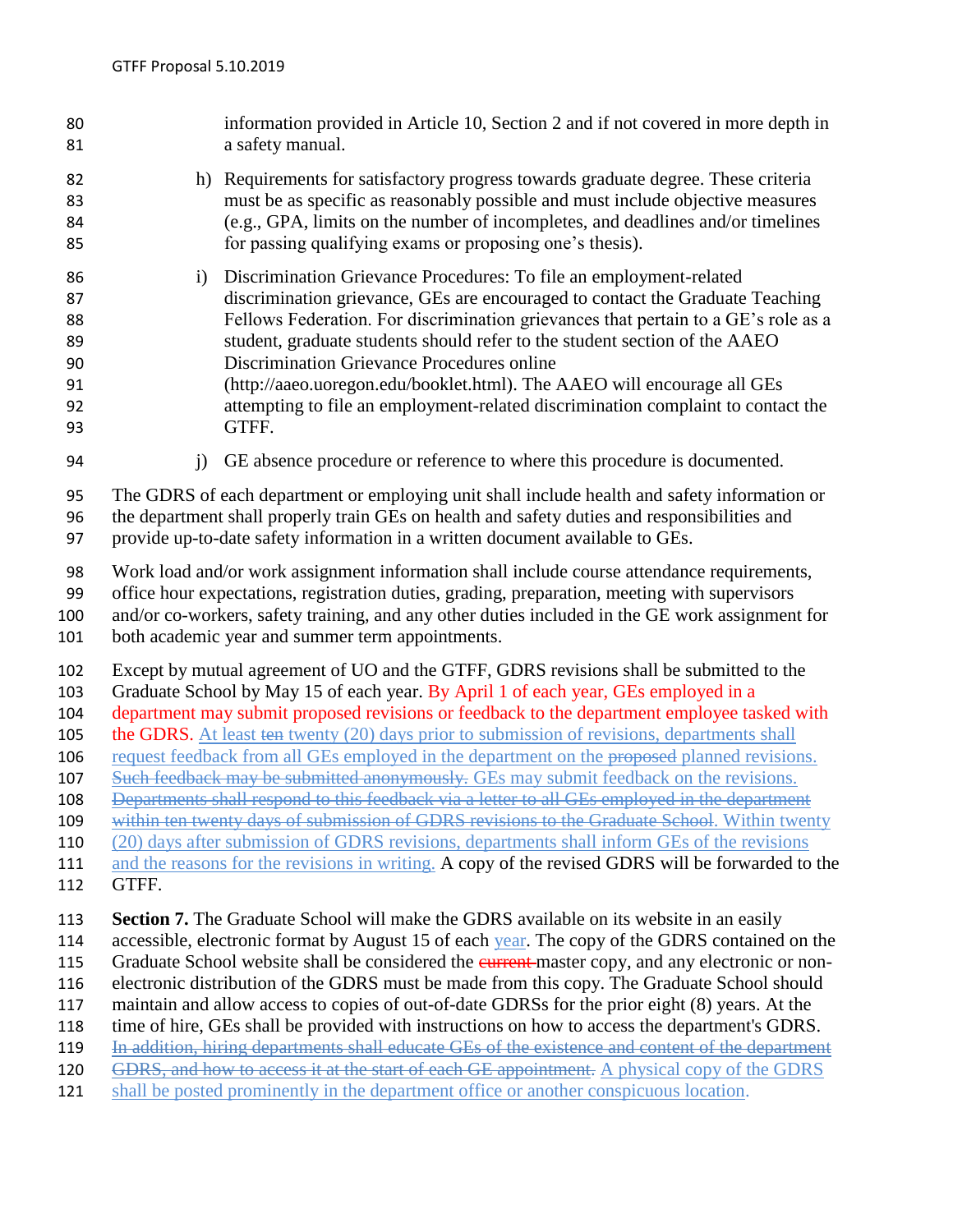information provided in Article 10, Section 2 and if not covered in more depth in a safety manual.

h) Requirements for satisfactory progress towards graduate degree. These criteria must be as specific as reasonably possible and must include objective measures (e.g., GPA, limits on the number of incompletes, and deadlines and/or timelines for passing qualifying exams or proposing one's thesis).

i) Discrimination Grievance Procedures: To file an employment-related discrimination grievance, GEs are encouraged to contact the Graduate Teaching Fellows Federation. For discrimination grievances that pertain to a GE's role as a student, graduate students should refer to the student section of the AAEO Discrimination Grievance Procedures online (http://aaeo.uoregon.edu/booklet.html). The AAEO will encourage all GEs attempting to file an employment-related discrimination complaint to contact the GTFF.

j) GE absence procedure or reference to where this procedure is documented.

The GDRS of each department or employing unit shall include health and safety information or the department shall properly train GEs on health and safety duties and responsibilities and provide up-to-date safety information in a written document available to GEs.

Work load and/or work assignment information shall include course attendance requirements, office hour expectations, registration duties, grading, preparation, meeting with supervisors and/or co-workers, safety training, and any other duties included in the GE work assignment for both academic year and summer term appointments.

Except by mutual agreement of UO and the GTFF, GDRS revisions shall be submitted to the Graduate School by May 15 of each year. By April 1 of each year, GEs employed in a department may submit proposed revisions or feedback to the department employee tasked with the GDRS. At least ~~ten~~ twenty (20) days prior to submission of revisions, departments shall request feedback from all GEs employed in the department on the ~~proposed~~ planned revisions. ~~Such feedback may be submitted anonymously.~~ GEs may submit feedback on the revisions. ~~Departments shall respond to this feedback via a letter to all GEs employed in the department within ten twenty days of submission of GDRS revisions to the Graduate School.~~ Within twenty (20) days after submission of GDRS revisions, departments shall inform GEs of the revisions and the reasons for the revisions in writing. A copy of the revised GDRS will be forwarded to the GTFF.

**Section 7.** The Graduate School will make the GDRS available on its website in an easily accessible, electronic format by August 15 of each year. The copy of the GDRS contained on the Graduate School website shall be considered the ~~current~~ master copy, and any electronic or non-electronic distribution of the GDRS must be made from this copy. The Graduate School should maintain and allow access to copies of out-of-date GDRSs for the prior eight (8) years. At the time of hire, GEs shall be provided with instructions on how to access the department's GDRS. ~~In addition, hiring departments shall educate GEs of the existence and content of the department GDRS, and how to access it at the start of each GE appointment.~~ A physical copy of the GDRS shall be posted prominently in the department office or another conspicuous location.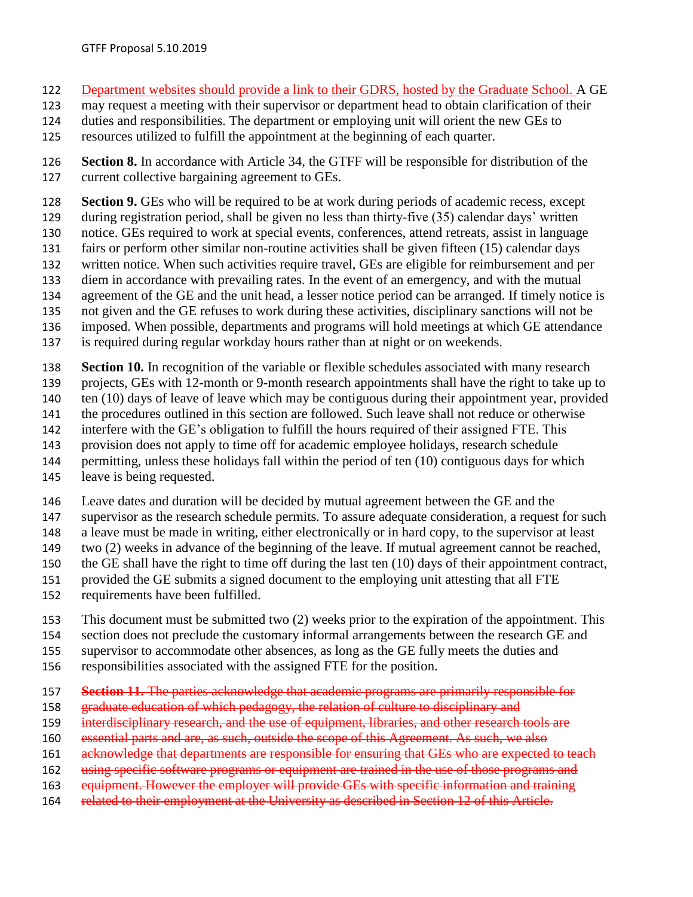Department websites should provide a link to their GDRS, hosted by the Graduate School. A GE may request a meeting with their supervisor or department head to obtain clarification of their duties and responsibilities. The department or employing unit will orient the new GEs to resources utilized to fulfill the appointment at the beginning of each quarter.

**Section 8.** In accordance with Article 34, the GTFF will be responsible for distribution of the current collective bargaining agreement to GEs.

**Section 9.** GEs who will be required to be at work during periods of academic recess, except during registration period, shall be given no less than thirty-five (35) calendar days' written notice. GEs required to work at special events, conferences, attend retreats, assist in language fairs or perform other similar non-routine activities shall be given fifteen (15) calendar days written notice. When such activities require travel, GEs are eligible for reimbursement and per diem in accordance with prevailing rates. In the event of an emergency, and with the mutual agreement of the GE and the unit head, a lesser notice period can be arranged. If timely notice is not given and the GE refuses to work during these activities, disciplinary sanctions will not be imposed. When possible, departments and programs will hold meetings at which GE attendance is required during regular workday hours rather than at night or on weekends.

**Section 10.** In recognition of the variable or flexible schedules associated with many research projects, GEs with 12-month or 9-month research appointments shall have the right to take up to ten (10) days of leave of leave which may be contiguous during their appointment year, provided the procedures outlined in this section are followed. Such leave shall not reduce or otherwise interfere with the GE's obligation to fulfill the hours required of their assigned FTE. This provision does not apply to time off for academic employee holidays, research schedule permitting, unless these holidays fall within the period of ten (10) contiguous days for which leave is being requested.

Leave dates and duration will be decided by mutual agreement between the GE and the supervisor as the research schedule permits. To assure adequate consideration, a request for such a leave must be made in writing, either electronically or in hard copy, to the supervisor at least two (2) weeks in advance of the beginning of the leave. If mutual agreement cannot be reached, the GE shall have the right to time off during the last ten (10) days of their appointment contract, provided the GE submits a signed document to the employing unit attesting that all FTE requirements have been fulfilled.

This document must be submitted two (2) weeks prior to the expiration of the appointment. This section does not preclude the customary informal arrangements between the research GE and supervisor to accommodate other absences, as long as the GE fully meets the duties and responsibilities associated with the assigned FTE for the position.

~~**Section 11.** The parties acknowledge that academic programs are primarily responsible for graduate education of which pedagogy, the relation of culture to disciplinary and interdisciplinary research, and the use of equipment, libraries, and other research tools are essential parts and are, as such, outside the scope of this Agreement. As such, we also acknowledge that departments are responsible for ensuring that GEs who are expected to teach using specific software programs or equipment are trained in the use of those programs and equipment. However the employer will provide GEs with specific information and training related to their employment at the University as described in Section 12 of this Article.~~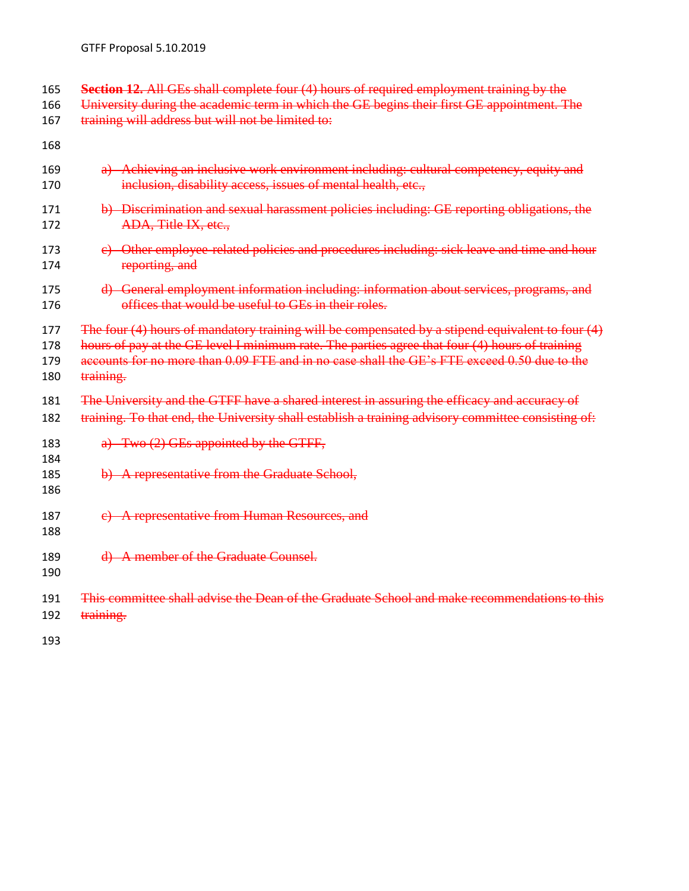~~**Section 12.** All GEs shall complete four (4) hours of required employment training by the University during the academic term in which the GE begins their first GE appointment. The training will address but will not be limited to:~~

~~a) Achieving an inclusive work environment including: cultural competency, equity and inclusion, disability access, issues of mental health, etc.,~~

~~b) Discrimination and sexual harassment policies including: GE reporting obligations, the ADA, Title IX, etc.,~~

~~c) Other employee-related policies and procedures including: sick leave and time and hour reporting, and~~

~~d) General employment information including: information about services, programs, and offices that would be useful to GEs in their roles.~~

~~The four (4) hours of mandatory training will be compensated by a stipend equivalent to four (4) hours of pay at the GE level I minimum rate. The parties agree that four (4) hours of training accounts for no more than 0.09 FTE and in no case shall the GE's FTE exceed 0.50 due to the training.~~

~~The University and the GTFF have a shared interest in assuring the efficacy and accuracy of training. To that end, the University shall establish a training advisory committee consisting of:~~

~~a) Two (2) GEs appointed by the GTFF,~~

~~b) A representative from the Graduate School,~~

~~c) A representative from Human Resources, and~~

~~d) A member of the Graduate Counsel.~~

~~This committee shall advise the Dean of the Graduate School and make recommendations to this training.~~